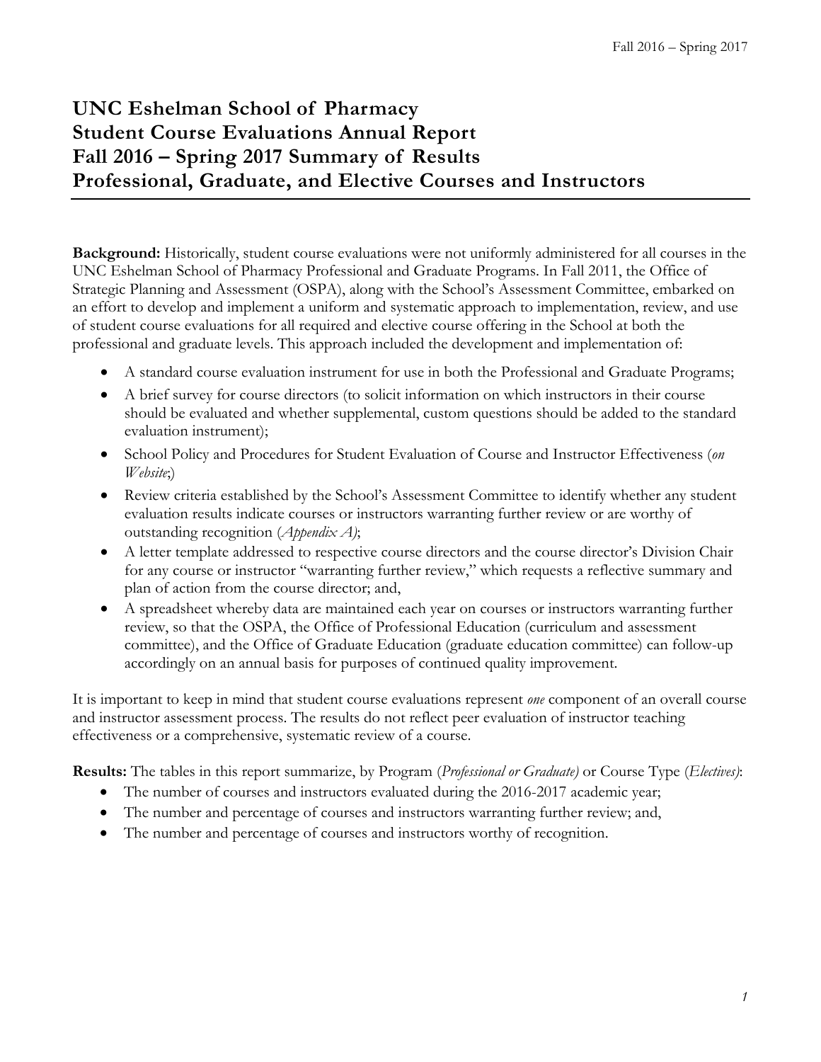# UNC Eshelman School of Pharmacy
# Student Course Evaluations Annual Report
# Fall 2016 – Spring 2017 Summary of Results
# Professional, Graduate, and Elective Courses and Instructors

**Background:** Historically, student course evaluations were not uniformly administered for all courses in the UNC Eshelman School of Pharmacy Professional and Graduate Programs. In Fall 2011, the Office of Strategic Planning and Assessment (OSPA), along with the School's Assessment Committee, embarked on an effort to develop and implement a uniform and systematic approach to implementation, review, and use of student course evaluations for all required and elective course offering in the School at both the professional and graduate levels. This approach included the development and implementation of:

- A standard course evaluation instrument for use in both the Professional and Graduate Programs;
- A brief survey for course directors (to solicit information on which instructors in their course should be evaluated and whether supplemental, custom questions should be added to the standard evaluation instrument);
- School Policy and Procedures for Student Evaluation of Course and Instructor Effectiveness (*on Website*;)
- Review criteria established by the School's Assessment Committee to identify whether any student evaluation results indicate courses or instructors warranting further review or are worthy of outstanding recognition (*Appendix A)*;
- A letter template addressed to respective course directors and the course director's Division Chair for any course or instructor "warranting further review," which requests a reflective summary and plan of action from the course director; and,
- A spreadsheet whereby data are maintained each year on courses or instructors warranting further review, so that the OSPA, the Office of Professional Education (curriculum and assessment committee), and the Office of Graduate Education (graduate education committee) can follow-up accordingly on an annual basis for purposes of continued quality improvement.

It is important to keep in mind that student course evaluations represent *one* component of an overall course and instructor assessment process. The results do not reflect peer evaluation of instructor teaching effectiveness or a comprehensive, systematic review of a course.

**Results:** The tables in this report summarize, by Program (*Professional or Graduate)* or Course Type (*Electives)*:

- The number of courses and instructors evaluated during the 2016-2017 academic year;
- The number and percentage of courses and instructors warranting further review; and,
- The number and percentage of courses and instructors worthy of recognition.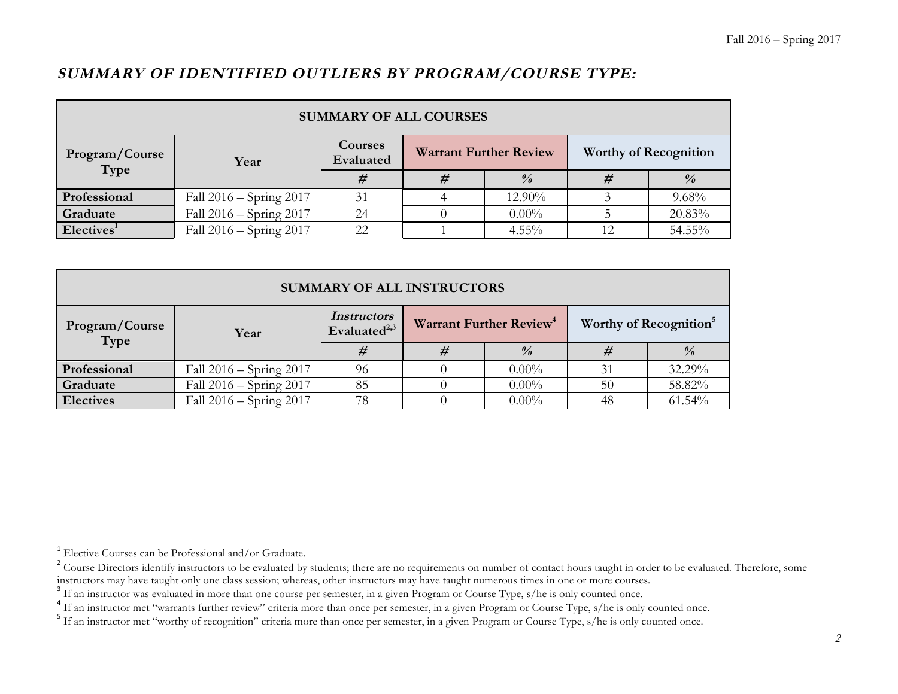## *SUMMARY OF IDENTIFIED OUTLIERS BY PROGRAM/COURSE TYPE:*

| SUMMARY OF ALL COURSES | | | | | | |
|---|---|---|---|---|---|---|
| **Program/Course Type** | **Year** | **Courses Evaluated** | **Warrant Further Review** | | **Worthy of Recognition** | |
| | | *#* | *#* | *%* | *#* | *%* |
| **Professional** | Fall 2016 – Spring 2017 | 31 | 4 | 12.90% | 3 | 9.68% |
| **Graduate** | Fall 2016 – Spring 2017 | 24 | 0 | 0.00% | 5 | 20.83% |
| **Electives[1]** | Fall 2016 – Spring 2017 | 22 | 1 | 4.55% | 12 | 54.55% |

| SUMMARY OF ALL INSTRUCTORS | | | | | | |
|---|---|---|---|---|---|---|
| **Program/Course Type** | **Year** | ***Instructors* Evaluated[2,3]** | **Warrant Further Review[4]** | | **Worthy of Recognition[5]** | |
| | | *#* | *#* | *%* | *#* | *%* |
| **Professional** | Fall 2016 – Spring 2017 | 96 | 0 | 0.00% | 31 | 32.29% |
| **Graduate** | Fall 2016 – Spring 2017 | 85 | 0 | 0.00% | 50 | 58.82% |
| **Electives** | Fall 2016 – Spring 2017 | 78 | 0 | 0.00% | 48 | 61.54% |

[1] Elective Courses can be Professional and/or Graduate.

[2] Course Directors identify instructors to be evaluated by students; there are no requirements on number of contact hours taught in order to be evaluated. Therefore, some instructors may have taught only one class session; whereas, other instructors may have taught numerous times in one or more courses.

[3] If an instructor was evaluated in more than one course per semester, in a given Program or Course Type, s/he is only counted once.

[4] If an instructor met "warrants further review" criteria more than once per semester, in a given Program or Course Type, s/he is only counted once.

[5] If an instructor met "worthy of recognition" criteria more than once per semester, in a given Program or Course Type, s/he is only counted once.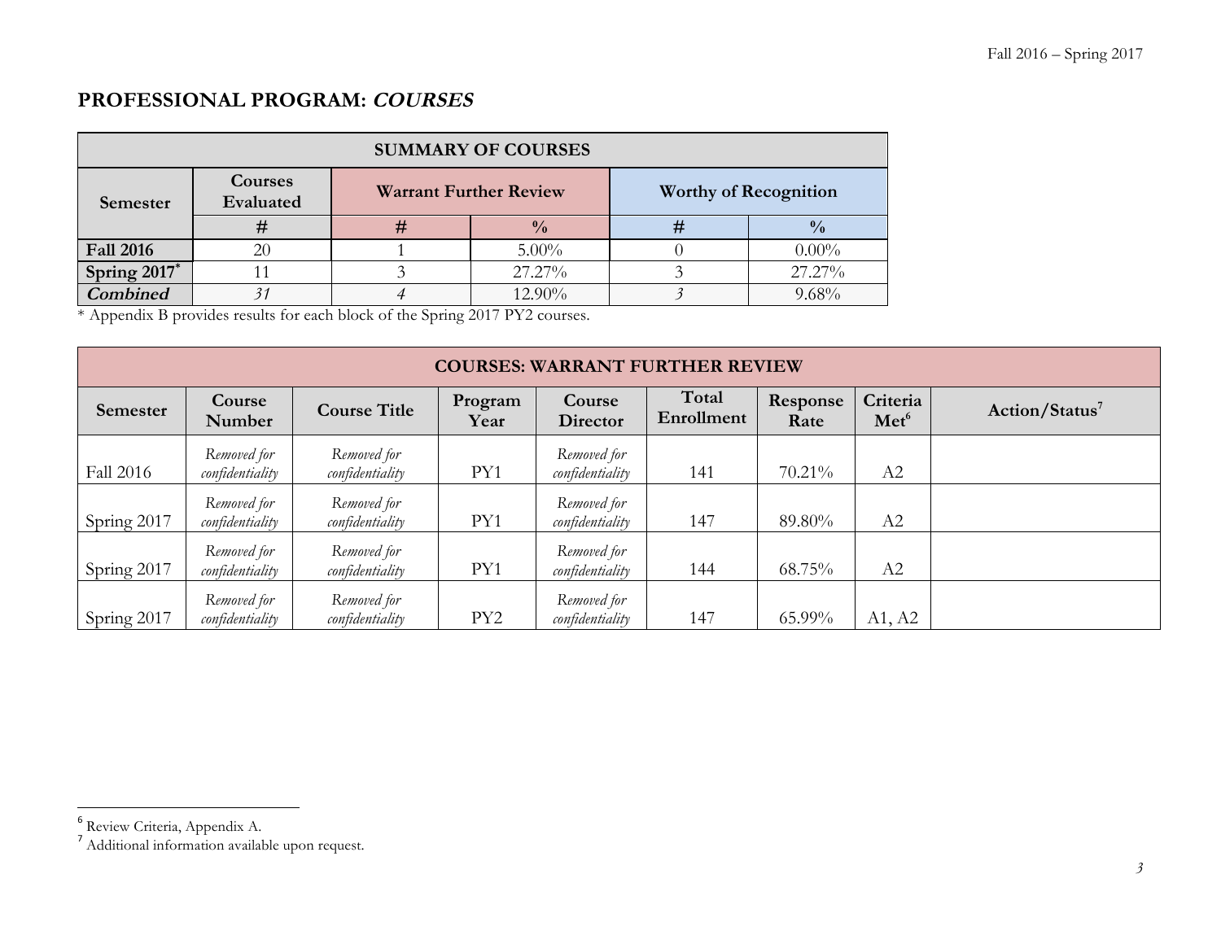## PROFESSIONAL PROGRAM: *COURSES*

| SUMMARY OF COURSES | | | | | |
|---|---|---|---|---|---|
| **Semester** | **Courses Evaluated** | **Warrant Further Review** | | **Worthy of Recognition** | |
| | **#** | **#** | **%** | **#** | **%** |
| **Fall 2016** | 20 | 1 | 5.00% | 0 | 0.00% |
| **Spring 2017*** | 11 | 3 | 27.27% | 3 | 27.27% |
| ***Combined*** | *31* | *4* | 12.90% | *3* | 9.68% |

* Appendix B provides results for each block of the Spring 2017 PY2 courses.

| COURSES: WARRANT FURTHER REVIEW | | | | | | | | |
|---|---|---|---|---|---|---|---|---|
| **Semester** | **Course Number** | **Course Title** | **Program Year** | **Course Director** | **Total Enrollment** | **Response Rate** | **Criteria Met**[6] | **Action/Status**[7] |
| Fall 2016 | *Removed for confidentiality* | *Removed for confidentiality* | PY1 | *Removed for confidentiality* | 141 | 70.21% | A2 | |
| Spring 2017 | *Removed for confidentiality* | *Removed for confidentiality* | PY1 | *Removed for confidentiality* | 147 | 89.80% | A2 | |
| Spring 2017 | *Removed for confidentiality* | *Removed for confidentiality* | PY1 | *Removed for confidentiality* | 144 | 68.75% | A2 | |
| Spring 2017 | *Removed for confidentiality* | *Removed for confidentiality* | PY2 | *Removed for confidentiality* | 147 | 65.99% | A1, A2 | |

[6] Review Criteria, Appendix A.

[7] Additional information available upon request.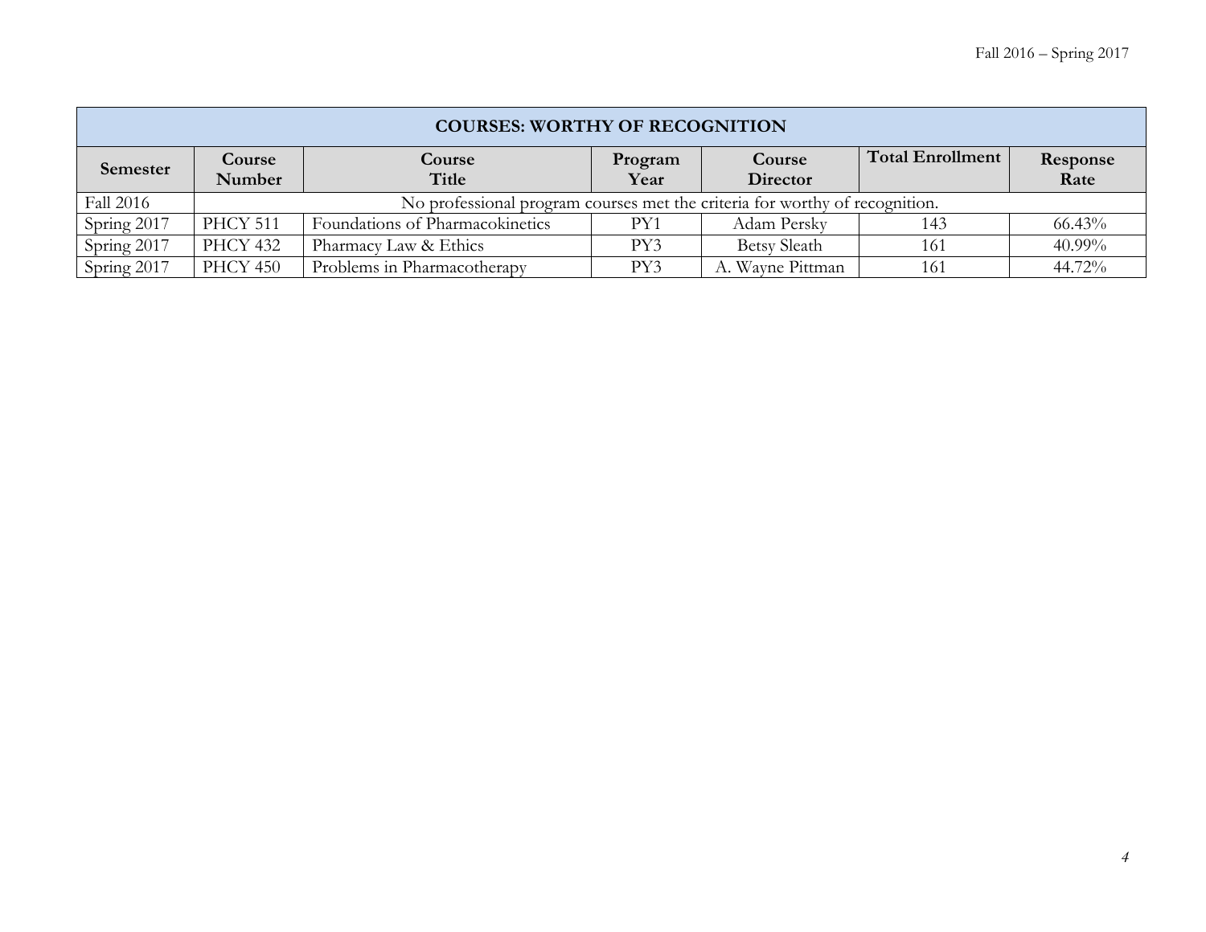| COURSES: WORTHY OF RECOGNITION | | | | | | |
|---|---|---|---|---|---|---|
| **Semester** | **Course Number** | **Course Title** | **Program Year** | **Course Director** | **Total Enrollment** | **Response Rate** |
| Fall 2016 | No professional program courses met the criteria for worthy of recognition. | | | | | |
| Spring 2017 | PHCY 511 | Foundations of Pharmacokinetics | PY1 | Adam Persky | 143 | 66.43% |
| Spring 2017 | PHCY 432 | Pharmacy Law & Ethics | PY3 | Betsy Sleath | 161 | 40.99% |
| Spring 2017 | PHCY 450 | Problems in Pharmacotherapy | PY3 | A. Wayne Pittman | 161 | 44.72% |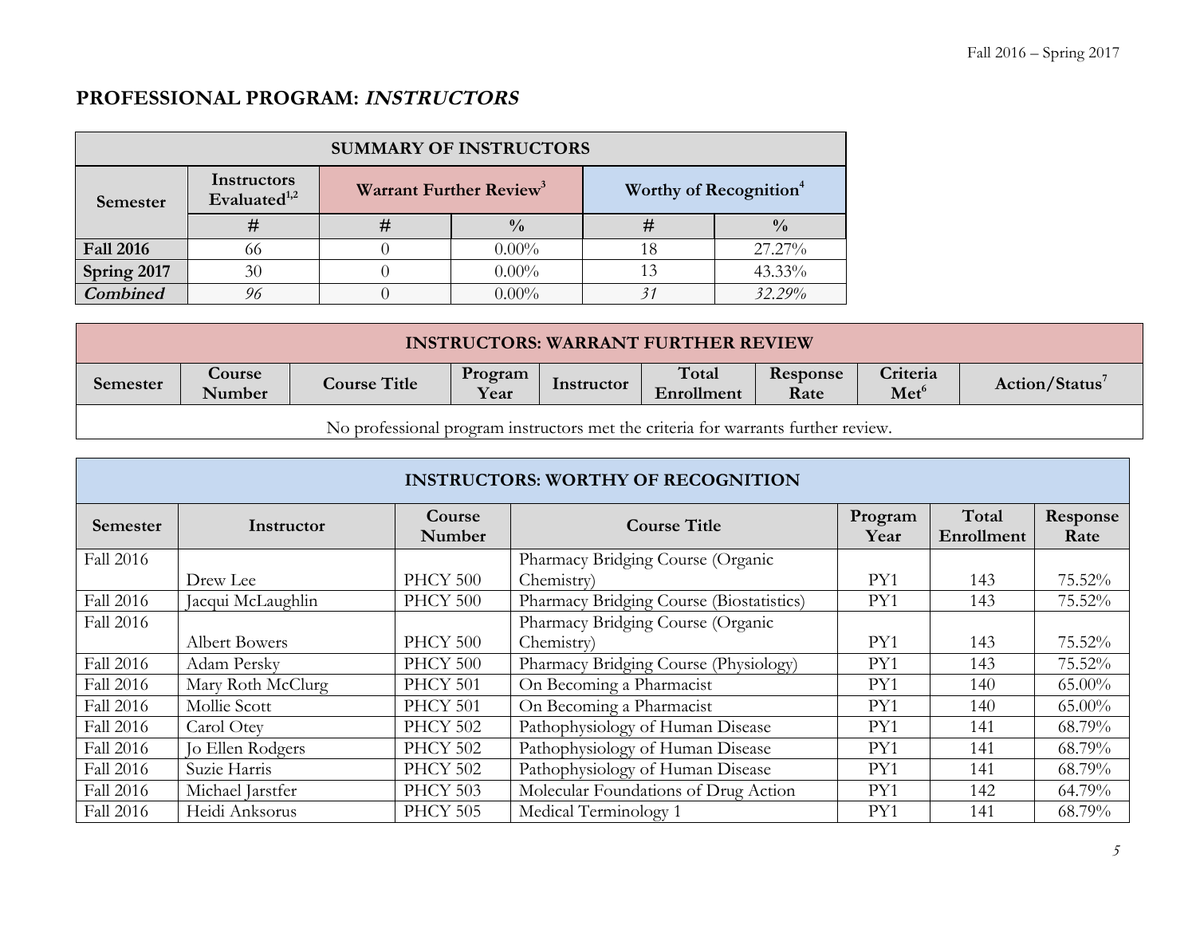## PROFESSIONAL PROGRAM: *INSTRUCTORS*

| SUMMARY OF INSTRUCTORS | | | | | |
|---|---|---|---|---|---|
| Semester | Instructors Evaluated[1,2] | Warrant Further Review[3] | | Worthy of Recognition[4] | |
| | # | # | % | # | % |
| **Fall 2016** | 66 | 0 | 0.00% | 18 | 27.27% |
| **Spring 2017** | 30 | 0 | 0.00% | 13 | 43.33% |
| ***Combined*** | *96* | 0 | 0.00% | *31* | *32.29%* |

| INSTRUCTORS: WARRANT FURTHER REVIEW | | | | | | | | |
|---|---|---|---|---|---|---|---|---|
| Semester | Course Number | Course Title | Program Year | Instructor | Total Enrollment | Response Rate | Criteria Met[6] | Action/Status[7] |
| No professional program instructors met the criteria for warrants further review. | | | | | | | | |

| INSTRUCTORS: WORTHY OF RECOGNITION | | | | | | |
|---|---|---|---|---|---|---|
| Semester | Instructor | Course Number | Course Title | Program Year | Total Enrollment | Response Rate |
| Fall 2016 | Drew Lee | PHCY 500 | Pharmacy Bridging Course (Organic Chemistry) | PY1 | 143 | 75.52% |
| Fall 2016 | Jacqui McLaughlin | PHCY 500 | Pharmacy Bridging Course (Biostatistics) | PY1 | 143 | 75.52% |
| Fall 2016 | Albert Bowers | PHCY 500 | Pharmacy Bridging Course (Organic Chemistry) | PY1 | 143 | 75.52% |
| Fall 2016 | Adam Persky | PHCY 500 | Pharmacy Bridging Course (Physiology) | PY1 | 143 | 75.52% |
| Fall 2016 | Mary Roth McClurg | PHCY 501 | On Becoming a Pharmacist | PY1 | 140 | 65.00% |
| Fall 2016 | Mollie Scott | PHCY 501 | On Becoming a Pharmacist | PY1 | 140 | 65.00% |
| Fall 2016 | Carol Otey | PHCY 502 | Pathophysiology of Human Disease | PY1 | 141 | 68.79% |
| Fall 2016 | Jo Ellen Rodgers | PHCY 502 | Pathophysiology of Human Disease | PY1 | 141 | 68.79% |
| Fall 2016 | Suzie Harris | PHCY 502 | Pathophysiology of Human Disease | PY1 | 141 | 68.79% |
| Fall 2016 | Michael Jarstfer | PHCY 503 | Molecular Foundations of Drug Action | PY1 | 142 | 64.79% |
| Fall 2016 | Heidi Anksorus | PHCY 505 | Medical Terminology 1 | PY1 | 141 | 68.79% |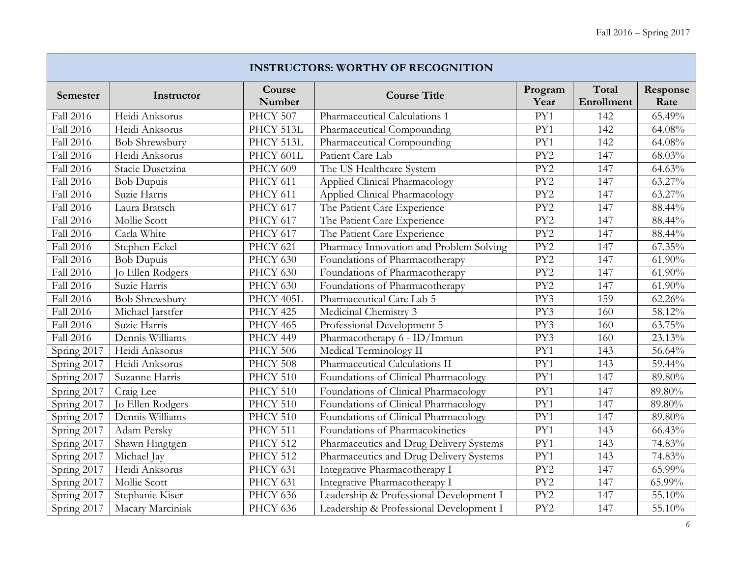| INSTRUCTORS: WORTHY OF RECOGNITION | | | | | | |
|---|---|---|---|---|---|---|
| **Semester** | **Instructor** | **Course Number** | **Course Title** | **Program Year** | **Total Enrollment** | **Response Rate** |
| Fall 2016 | Heidi Anksorus | PHCY 507 | Pharmaceutical Calculations 1 | PY1 | 142 | 65.49% |
| Fall 2016 | Heidi Anksorus | PHCY 513L | Pharmaceutical Compounding | PY1 | 142 | 64.08% |
| Fall 2016 | Bob Shrewsbury | PHCY 513L | Pharmaceutical Compounding | PY1 | 142 | 64.08% |
| Fall 2016 | Heidi Anksorus | PHCY 601L | Patient Care Lab | PY2 | 147 | 68.03% |
| Fall 2016 | Stacie Dusetzina | PHCY 609 | The US Healthcare System | PY2 | 147 | 64.63% |
| Fall 2016 | Bob Dupuis | PHCY 611 | Applied Clinical Pharmacology | PY2 | 147 | 63.27% |
| Fall 2016 | Suzie Harris | PHCY 611 | Applied Clinical Pharmacology | PY2 | 147 | 63.27% |
| Fall 2016 | Laura Bratsch | PHCY 617 | The Patient Care Experience | PY2 | 147 | 88.44% |
| Fall 2016 | Mollie Scott | PHCY 617 | The Patient Care Experience | PY2 | 147 | 88.44% |
| Fall 2016 | Carla White | PHCY 617 | The Patient Care Experience | PY2 | 147 | 88.44% |
| Fall 2016 | Stephen Eckel | PHCY 621 | Pharmacy Innovation and Problem Solving | PY2 | 147 | 67.35% |
| Fall 2016 | Bob Dupuis | PHCY 630 | Foundations of Pharmacotherapy | PY2 | 147 | 61.90% |
| Fall 2016 | Jo Ellen Rodgers | PHCY 630 | Foundations of Pharmacotherapy | PY2 | 147 | 61.90% |
| Fall 2016 | Suzie Harris | PHCY 630 | Foundations of Pharmacotherapy | PY2 | 147 | 61.90% |
| Fall 2016 | Bob Shrewsbury | PHCY 405L | Pharmaceutical Care Lab 5 | PY3 | 159 | 62.26% |
| Fall 2016 | Michael Jarstfer | PHCY 425 | Medicinal Chemistry 3 | PY3 | 160 | 58.12% |
| Fall 2016 | Suzie Harris | PHCY 465 | Professional Development 5 | PY3 | 160 | 63.75% |
| Fall 2016 | Dennis Williams | PHCY 449 | Pharmacotherapy 6 - ID/Immun | PY3 | 160 | 23.13% |
| Spring 2017 | Heidi Anksorus | PHCY 506 | Medical Terminology II | PY1 | 143 | 56.64% |
| Spring 2017 | Heidi Anksorus | PHCY 508 | Pharmaceutical Calculations II | PY1 | 143 | 59.44% |
| Spring 2017 | Suzanne Harris | PHCY 510 | Foundations of Clinical Pharmacology | PY1 | 147 | 89.80% |
| Spring 2017 | Craig Lee | PHCY 510 | Foundations of Clinical Pharmacology | PY1 | 147 | 89.80% |
| Spring 2017 | Jo Ellen Rodgers | PHCY 510 | Foundations of Clinical Pharmacology | PY1 | 147 | 89.80% |
| Spring 2017 | Dennis Williams | PHCY 510 | Foundations of Clinical Pharmacology | PY1 | 147 | 89.80% |
| Spring 2017 | Adam Persky | PHCY 511 | Foundations of Pharmacokinetics | PY1 | 143 | 66.43% |
| Spring 2017 | Shawn Hingtgen | PHCY 512 | Pharmaceutics and Drug Delivery Systems | PY1 | 143 | 74.83% |
| Spring 2017 | Michael Jay | PHCY 512 | Pharmaceutics and Drug Delivery Systems | PY1 | 143 | 74.83% |
| Spring 2017 | Heidi Anksorus | PHCY 631 | Integrative Pharmacotherapy I | PY2 | 147 | 65.99% |
| Spring 2017 | Mollie Scott | PHCY 631 | Integrative Pharmacotherapy I | PY2 | 147 | 65.99% |
| Spring 2017 | Stephanie Kiser | PHCY 636 | Leadership & Professional Development I | PY2 | 147 | 55.10% |
| Spring 2017 | Macary Marciniak | PHCY 636 | Leadership & Professional Development I | PY2 | 147 | 55.10% |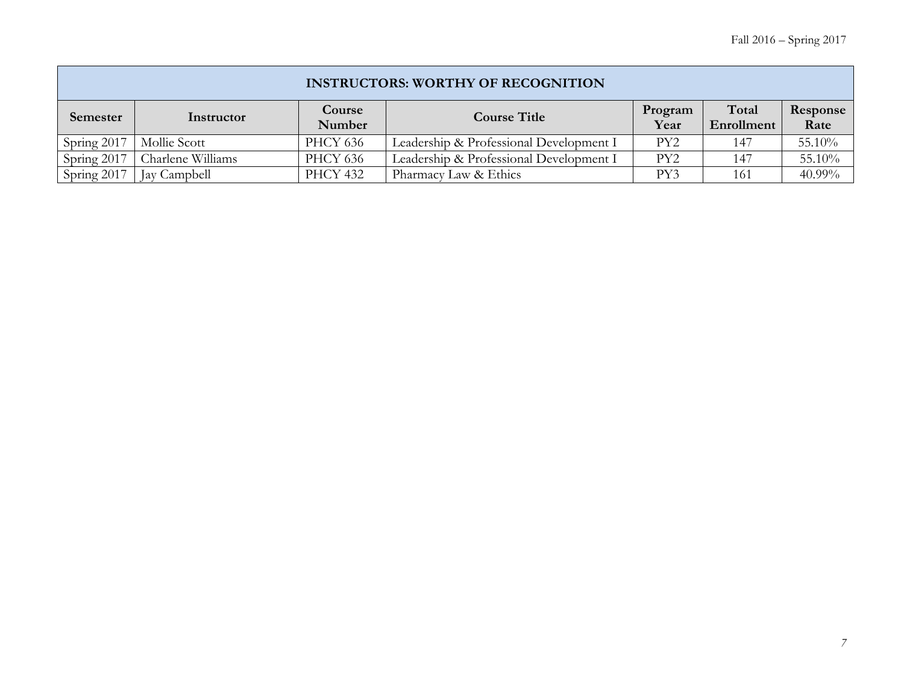| INSTRUCTORS: WORTHY OF RECOGNITION | | | | | | |
|---|---|---|---|---|---|---|
| **Semester** | **Instructor** | **Course Number** | **Course Title** | **Program Year** | **Total Enrollment** | **Response Rate** |
| Spring 2017 | Mollie Scott | PHCY 636 | Leadership & Professional Development I | PY2 | 147 | 55.10% |
| Spring 2017 | Charlene Williams | PHCY 636 | Leadership & Professional Development I | PY2 | 147 | 55.10% |
| Spring 2017 | Jay Campbell | PHCY 432 | Pharmacy Law & Ethics | PY3 | 161 | 40.99% |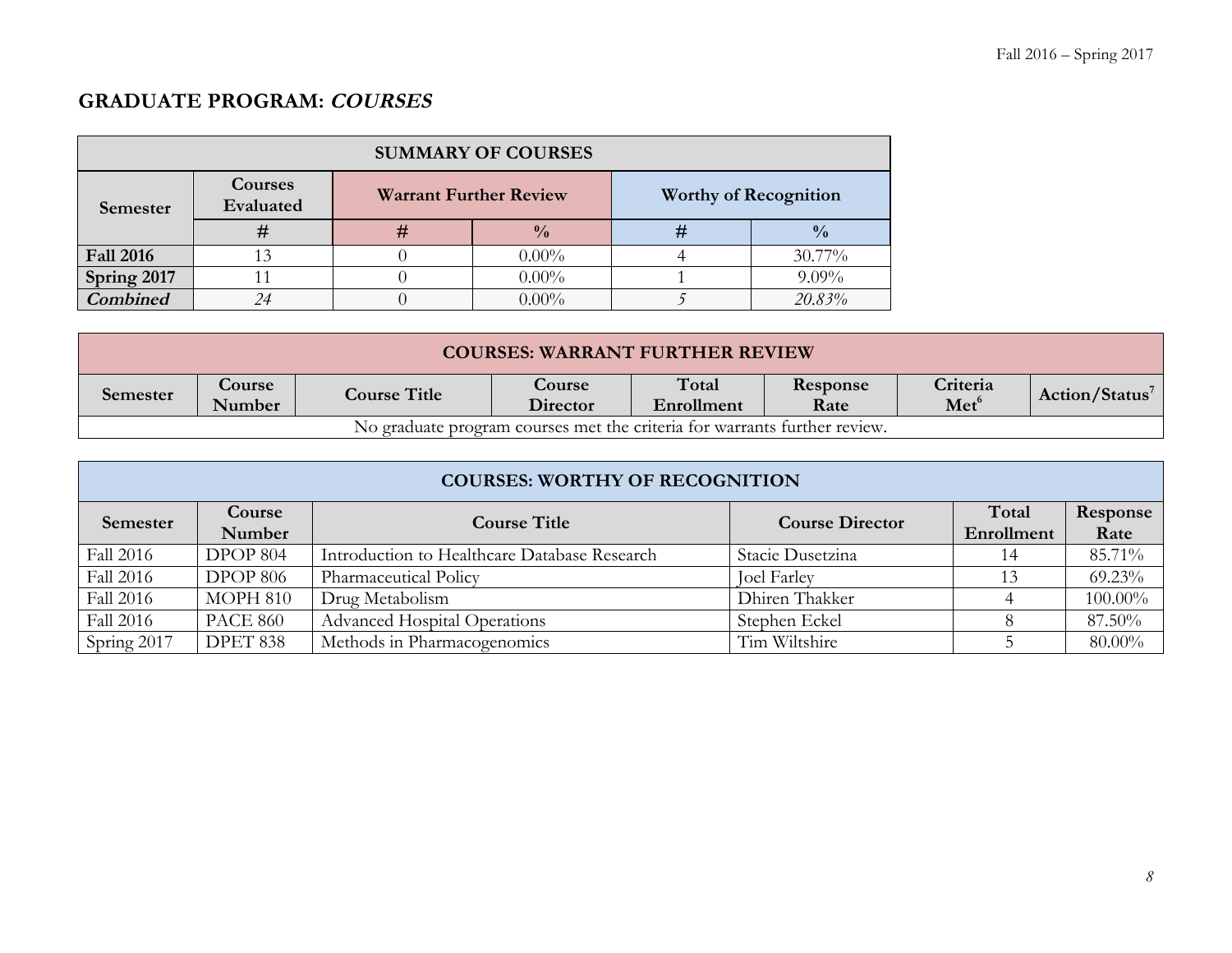## GRADUATE PROGRAM: ***COURSES***

| SUMMARY OF COURSES | | | | | |
|---|---|---|---|---|---|
| Semester | Courses Evaluated | Warrant Further Review | | Worthy of Recognition | |
| | # | # | % | # | % |
| **Fall 2016** | 13 | 0 | 0.00% | 4 | 30.77% |
| **Spring 2017** | 11 | 0 | 0.00% | 1 | 9.09% |
| ***Combined*** | *24* | 0 | 0.00% | *5* | *20.83%* |

| COURSES: WARRANT FURTHER REVIEW | | | | | | | |
|---|---|---|---|---|---|---|---|
| Semester | Course Number | Course Title | Course Director | Total Enrollment | Response Rate | Criteria Met[6] | Action/Status[7] |
| No graduate program courses met the criteria for warrants further review. | | | | | | | |

| COURSES: WORTHY OF RECOGNITION | | | | | |
|---|---|---|---|---|---|
| Semester | Course Number | Course Title | Course Director | Total Enrollment | Response Rate |
| Fall 2016 | DPOP 804 | Introduction to Healthcare Database Research | Stacie Dusetzina | 14 | 85.71% |
| Fall 2016 | DPOP 806 | Pharmaceutical Policy | Joel Farley | 13 | 69.23% |
| Fall 2016 | MOPH 810 | Drug Metabolism | Dhiren Thakker | 4 | 100.00% |
| Fall 2016 | PACE 860 | Advanced Hospital Operations | Stephen Eckel | 8 | 87.50% |
| Spring 2017 | DPET 838 | Methods in Pharmacogenomics | Tim Wiltshire | 5 | 80.00% |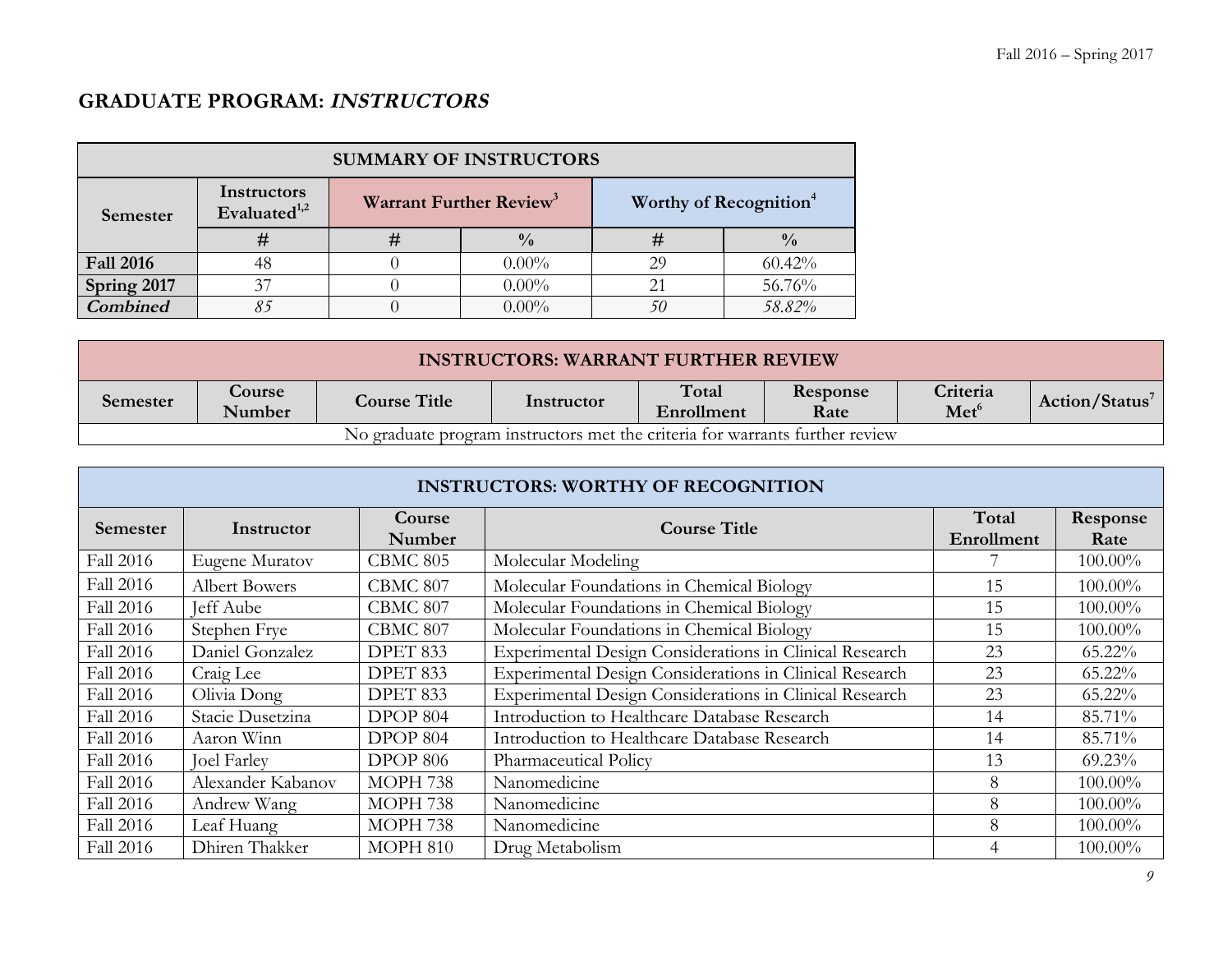## GRADUATE PROGRAM: *INSTRUCTORS*

| SUMMARY OF INSTRUCTORS | | | | | |
|---|---|---|---|---|---|
| Semester | Instructors Evaluated[1,2] | Warrant Further Review[3] | | Worthy of Recognition[4] | |
| | # | # | % | # | % |
| **Fall 2016** | 48 | 0 | 0.00% | 29 | 60.42% |
| **Spring 2017** | 37 | 0 | 0.00% | 21 | 56.76% |
| ***Combined*** | *85* | 0 | 0.00% | *50* | *58.82%* |

| INSTRUCTORS: WARRANT FURTHER REVIEW | | | | | | | |
|---|---|---|---|---|---|---|---|
| Semester | Course Number | Course Title | Instructor | Total Enrollment | Response Rate | Criteria Met[6] | Action/Status[7] |
| No graduate program instructors met the criteria for warrants further review | | | | | | | |

| INSTRUCTORS: WORTHY OF RECOGNITION | | | | | |
|---|---|---|---|---|---|
| Semester | Instructor | Course Number | Course Title | Total Enrollment | Response Rate |
| Fall 2016 | Eugene Muratov | CBMC 805 | Molecular Modeling | 7 | 100.00% |
| Fall 2016 | Albert Bowers | CBMC 807 | Molecular Foundations in Chemical Biology | 15 | 100.00% |
| Fall 2016 | Jeff Aube | CBMC 807 | Molecular Foundations in Chemical Biology | 15 | 100.00% |
| Fall 2016 | Stephen Frye | CBMC 807 | Molecular Foundations in Chemical Biology | 15 | 100.00% |
| Fall 2016 | Daniel Gonzalez | DPET 833 | Experimental Design Considerations in Clinical Research | 23 | 65.22% |
| Fall 2016 | Craig Lee | DPET 833 | Experimental Design Considerations in Clinical Research | 23 | 65.22% |
| Fall 2016 | Olivia Dong | DPET 833 | Experimental Design Considerations in Clinical Research | 23 | 65.22% |
| Fall 2016 | Stacie Dusetzina | DPOP 804 | Introduction to Healthcare Database Research | 14 | 85.71% |
| Fall 2016 | Aaron Winn | DPOP 804 | Introduction to Healthcare Database Research | 14 | 85.71% |
| Fall 2016 | Joel Farley | DPOP 806 | Pharmaceutical Policy | 13 | 69.23% |
| Fall 2016 | Alexander Kabanov | MOPH 738 | Nanomedicine | 8 | 100.00% |
| Fall 2016 | Andrew Wang | MOPH 738 | Nanomedicine | 8 | 100.00% |
| Fall 2016 | Leaf Huang | MOPH 738 | Nanomedicine | 8 | 100.00% |
| Fall 2016 | Dhiren Thakker | MOPH 810 | Drug Metabolism | 4 | 100.00% |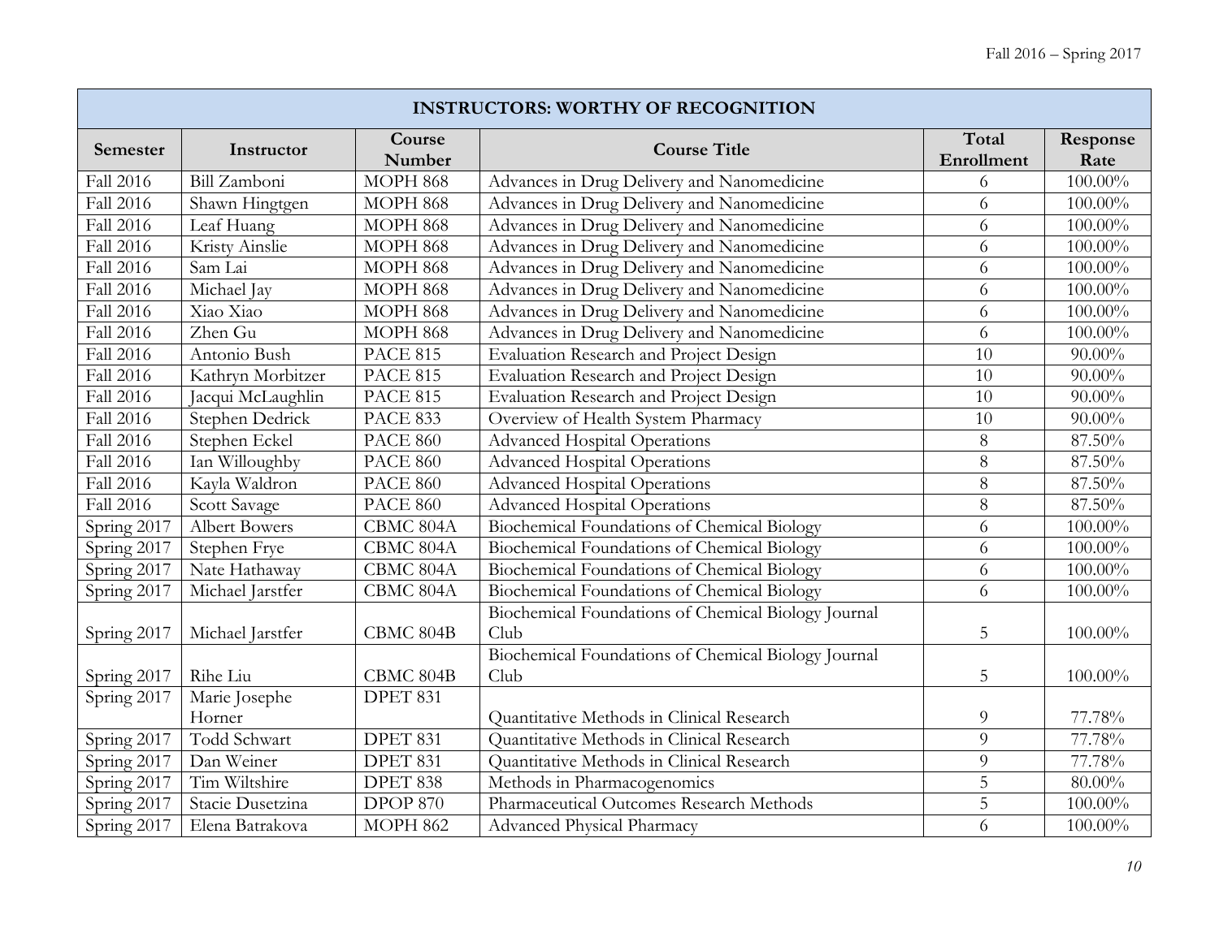| INSTRUCTORS: WORTHY OF RECOGNITION | | | | | |
|---|---|---|---|---|---|
| Semester | Instructor | Course Number | Course Title | Total Enrollment | Response Rate |
| Fall 2016 | Bill Zamboni | MOPH 868 | Advances in Drug Delivery and Nanomedicine | 6 | 100.00% |
| Fall 2016 | Shawn Hingtgen | MOPH 868 | Advances in Drug Delivery and Nanomedicine | 6 | 100.00% |
| Fall 2016 | Leaf Huang | MOPH 868 | Advances in Drug Delivery and Nanomedicine | 6 | 100.00% |
| Fall 2016 | Kristy Ainslie | MOPH 868 | Advances in Drug Delivery and Nanomedicine | 6 | 100.00% |
| Fall 2016 | Sam Lai | MOPH 868 | Advances in Drug Delivery and Nanomedicine | 6 | 100.00% |
| Fall 2016 | Michael Jay | MOPH 868 | Advances in Drug Delivery and Nanomedicine | 6 | 100.00% |
| Fall 2016 | Xiao Xiao | MOPH 868 | Advances in Drug Delivery and Nanomedicine | 6 | 100.00% |
| Fall 2016 | Zhen Gu | MOPH 868 | Advances in Drug Delivery and Nanomedicine | 6 | 100.00% |
| Fall 2016 | Antonio Bush | PACE 815 | Evaluation Research and Project Design | 10 | 90.00% |
| Fall 2016 | Kathryn Morbitzer | PACE 815 | Evaluation Research and Project Design | 10 | 90.00% |
| Fall 2016 | Jacqui McLaughlin | PACE 815 | Evaluation Research and Project Design | 10 | 90.00% |
| Fall 2016 | Stephen Dedrick | PACE 833 | Overview of Health System Pharmacy | 10 | 90.00% |
| Fall 2016 | Stephen Eckel | PACE 860 | Advanced Hospital Operations | 8 | 87.50% |
| Fall 2016 | Ian Willoughby | PACE 860 | Advanced Hospital Operations | 8 | 87.50% |
| Fall 2016 | Kayla Waldron | PACE 860 | Advanced Hospital Operations | 8 | 87.50% |
| Fall 2016 | Scott Savage | PACE 860 | Advanced Hospital Operations | 8 | 87.50% |
| Spring 2017 | Albert Bowers | CBMC 804A | Biochemical Foundations of Chemical Biology | 6 | 100.00% |
| Spring 2017 | Stephen Frye | CBMC 804A | Biochemical Foundations of Chemical Biology | 6 | 100.00% |
| Spring 2017 | Nate Hathaway | CBMC 804A | Biochemical Foundations of Chemical Biology | 6 | 100.00% |
| Spring 2017 | Michael Jarstfer | CBMC 804A | Biochemical Foundations of Chemical Biology | 6 | 100.00% |
| Spring 2017 | Michael Jarstfer | CBMC 804B | Biochemical Foundations of Chemical Biology Journal Club | 5 | 100.00% |
| Spring 2017 | Rihe Liu | CBMC 804B | Biochemical Foundations of Chemical Biology Journal Club | 5 | 100.00% |
| Spring 2017 | Marie Josephe Horner | DPET 831 | Quantitative Methods in Clinical Research | 9 | 77.78% |
| Spring 2017 | Todd Schwart | DPET 831 | Quantitative Methods in Clinical Research | 9 | 77.78% |
| Spring 2017 | Dan Weiner | DPET 831 | Quantitative Methods in Clinical Research | 9 | 77.78% |
| Spring 2017 | Tim Wiltshire | DPET 838 | Methods in Pharmacogenomics | 5 | 80.00% |
| Spring 2017 | Stacie Dusetzina | DPOP 870 | Pharmaceutical Outcomes Research Methods | 5 | 100.00% |
| Spring 2017 | Elena Batrakova | MOPH 862 | Advanced Physical Pharmacy | 6 | 100.00% |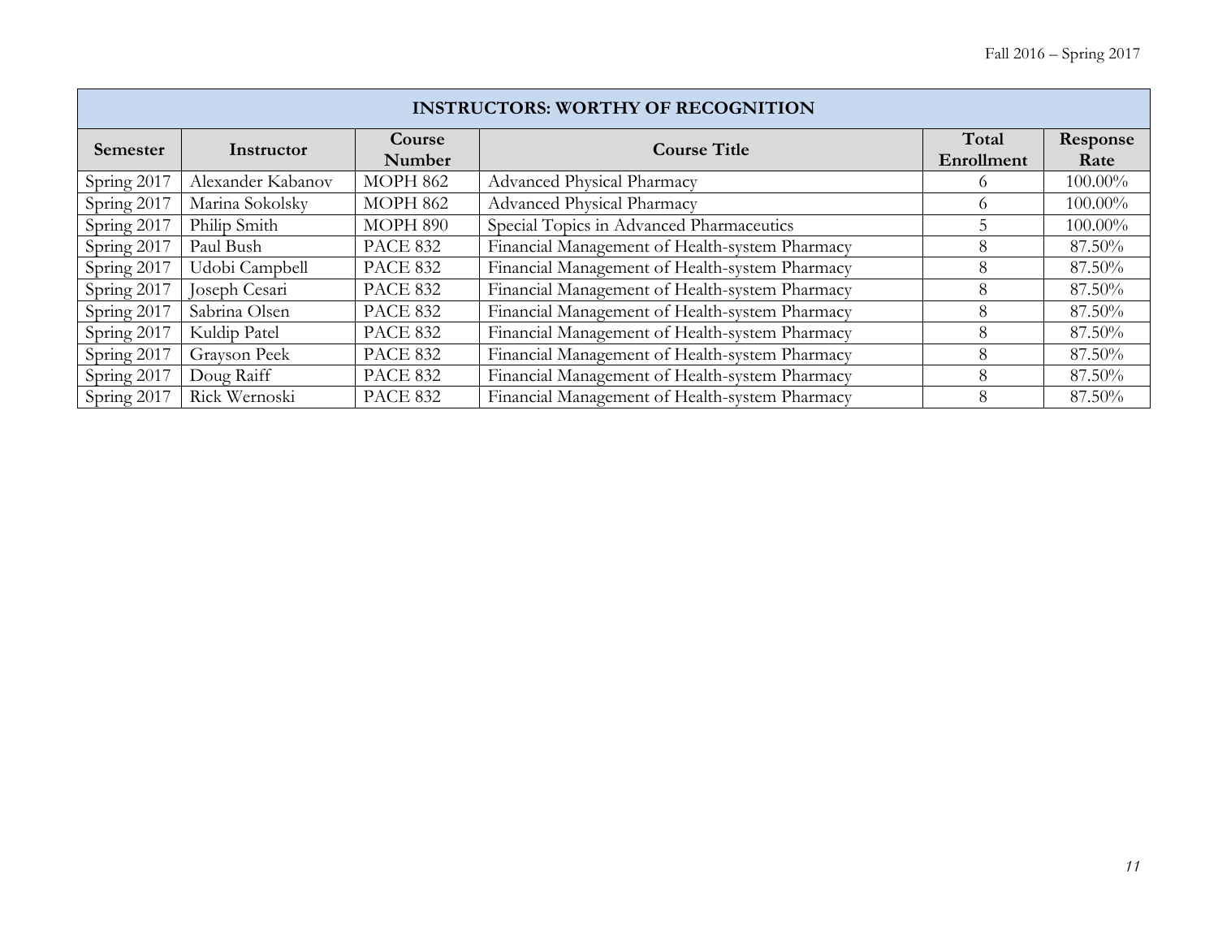| INSTRUCTORS: WORTHY OF RECOGNITION | | | | | |
|---|---|---|---|---|---|
| Semester | Instructor | Course Number | Course Title | Total Enrollment | Response Rate |
| Spring 2017 | Alexander Kabanov | MOPH 862 | Advanced Physical Pharmacy | 6 | 100.00% |
| Spring 2017 | Marina Sokolsky | MOPH 862 | Advanced Physical Pharmacy | 6 | 100.00% |
| Spring 2017 | Philip Smith | MOPH 890 | Special Topics in Advanced Pharmaceutics | 5 | 100.00% |
| Spring 2017 | Paul Bush | PACE 832 | Financial Management of Health-system Pharmacy | 8 | 87.50% |
| Spring 2017 | Udobi Campbell | PACE 832 | Financial Management of Health-system Pharmacy | 8 | 87.50% |
| Spring 2017 | Joseph Cesari | PACE 832 | Financial Management of Health-system Pharmacy | 8 | 87.50% |
| Spring 2017 | Sabrina Olsen | PACE 832 | Financial Management of Health-system Pharmacy | 8 | 87.50% |
| Spring 2017 | Kuldip Patel | PACE 832 | Financial Management of Health-system Pharmacy | 8 | 87.50% |
| Spring 2017 | Grayson Peek | PACE 832 | Financial Management of Health-system Pharmacy | 8 | 87.50% |
| Spring 2017 | Doug Raiff | PACE 832 | Financial Management of Health-system Pharmacy | 8 | 87.50% |
| Spring 2017 | Rick Wernoski | PACE 832 | Financial Management of Health-system Pharmacy | 8 | 87.50% |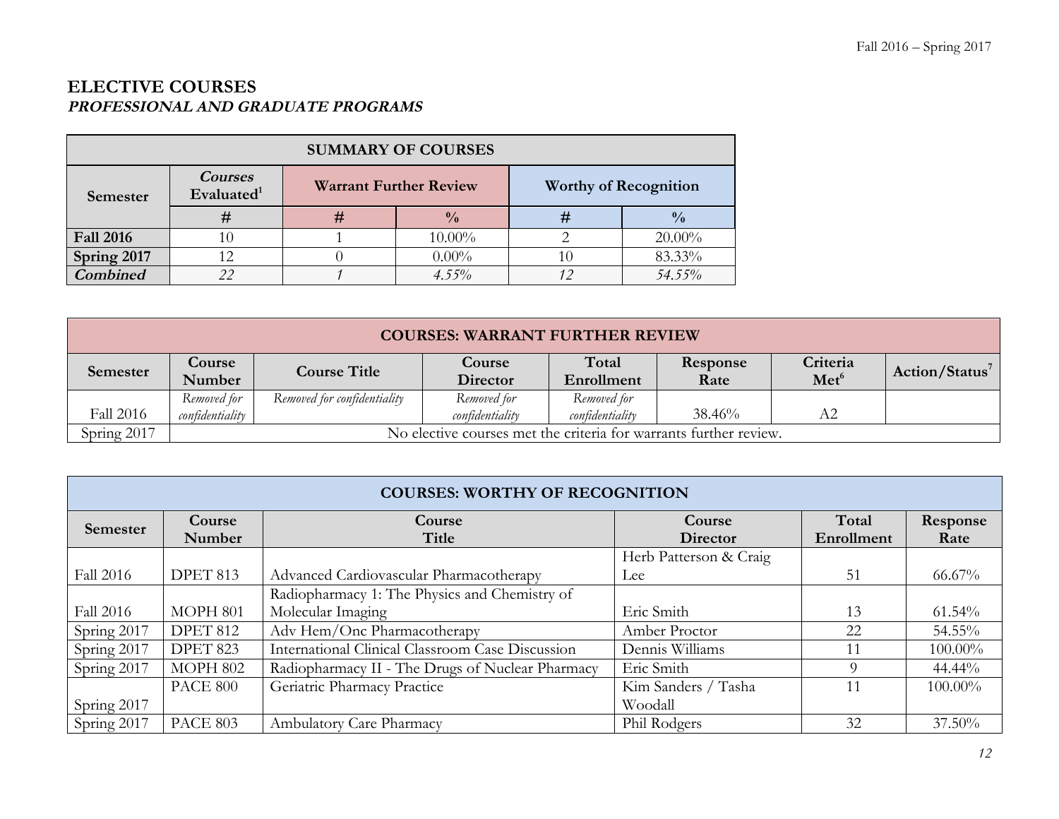## ELECTIVE COURSES
### *PROFESSIONAL AND GRADUATE PROGRAMS*

| SUMMARY OF COURSES | | | | | |
|---|---|---|---|---|---|
| Semester | *Courses* Evaluated[1] | Warrant Further Review | | Worthy of Recognition | |
| | # | # | % | # | % |
| **Fall 2016** | 10 | 1 | 10.00% | 2 | 20.00% |
| **Spring 2017** | 12 | 0 | 0.00% | 10 | 83.33% |
| ***Combined*** | *22* | *1* | *4.55%* | *12* | *54.55%* |

| COURSES: WARRANT FURTHER REVIEW | | | | | | | |
|---|---|---|---|---|---|---|---|
| Semester | Course Number | Course Title | Course Director | Total Enrollment | Response Rate | Criteria Met[6] | Action/Status[7] |
| Fall 2016 | *Removed for confidentiality* | *Removed for confidentiality* | *Removed for confidentiality* | *Removed for confidentiality* | 38.46% | A2 | |
| Spring 2017 | No elective courses met the criteria for warrants further review. | | | | | | |

| COURSES: WORTHY OF RECOGNITION | | | | | |
|---|---|---|---|---|---|
| Semester | Course Number | Course Title | Course Director | Total Enrollment | Response Rate |
| Fall 2016 | DPET 813 | Advanced Cardiovascular Pharmacotherapy | Herb Patterson & Craig Lee | 51 | 66.67% |
| Fall 2016 | MOPH 801 | Radiopharmacy 1: The Physics and Chemistry of Molecular Imaging | Eric Smith | 13 | 61.54% |
| Spring 2017 | DPET 812 | Adv Hem/Onc Pharmacotherapy | Amber Proctor | 22 | 54.55% |
| Spring 2017 | DPET 823 | International Clinical Classroom Case Discussion | Dennis Williams | 11 | 100.00% |
| Spring 2017 | MOPH 802 | Radiopharmacy II - The Drugs of Nuclear Pharmacy | Eric Smith | 9 | 44.44% |
| Spring 2017 | PACE 800 | Geriatric Pharmacy Practice | Kim Sanders / Tasha Woodall | 11 | 100.00% |
| Spring 2017 | PACE 803 | Ambulatory Care Pharmacy | Phil Rodgers | 32 | 37.50% |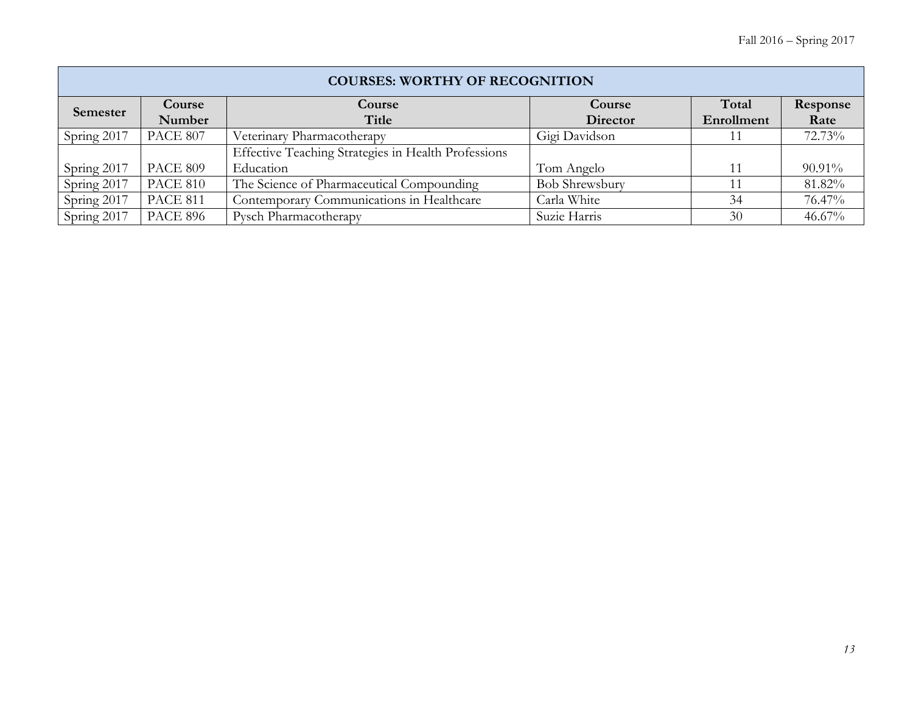| COURSES: WORTHY OF RECOGNITION | | | | | |
|---|---|---|---|---|---|
| **Semester** | **Course Number** | **Course Title** | **Course Director** | **Total Enrollment** | **Response Rate** |
| Spring 2017 | PACE 807 | Veterinary Pharmacotherapy | Gigi Davidson | 11 | 72.73% |
| Spring 2017 | PACE 809 | Effective Teaching Strategies in Health Professions Education | Tom Angelo | 11 | 90.91% |
| Spring 2017 | PACE 810 | The Science of Pharmaceutical Compounding | Bob Shrewsbury | 11 | 81.82% |
| Spring 2017 | PACE 811 | Contemporary Communications in Healthcare | Carla White | 34 | 76.47% |
| Spring 2017 | PACE 896 | Pysch Pharmacotherapy | Suzie Harris | 30 | 46.67% |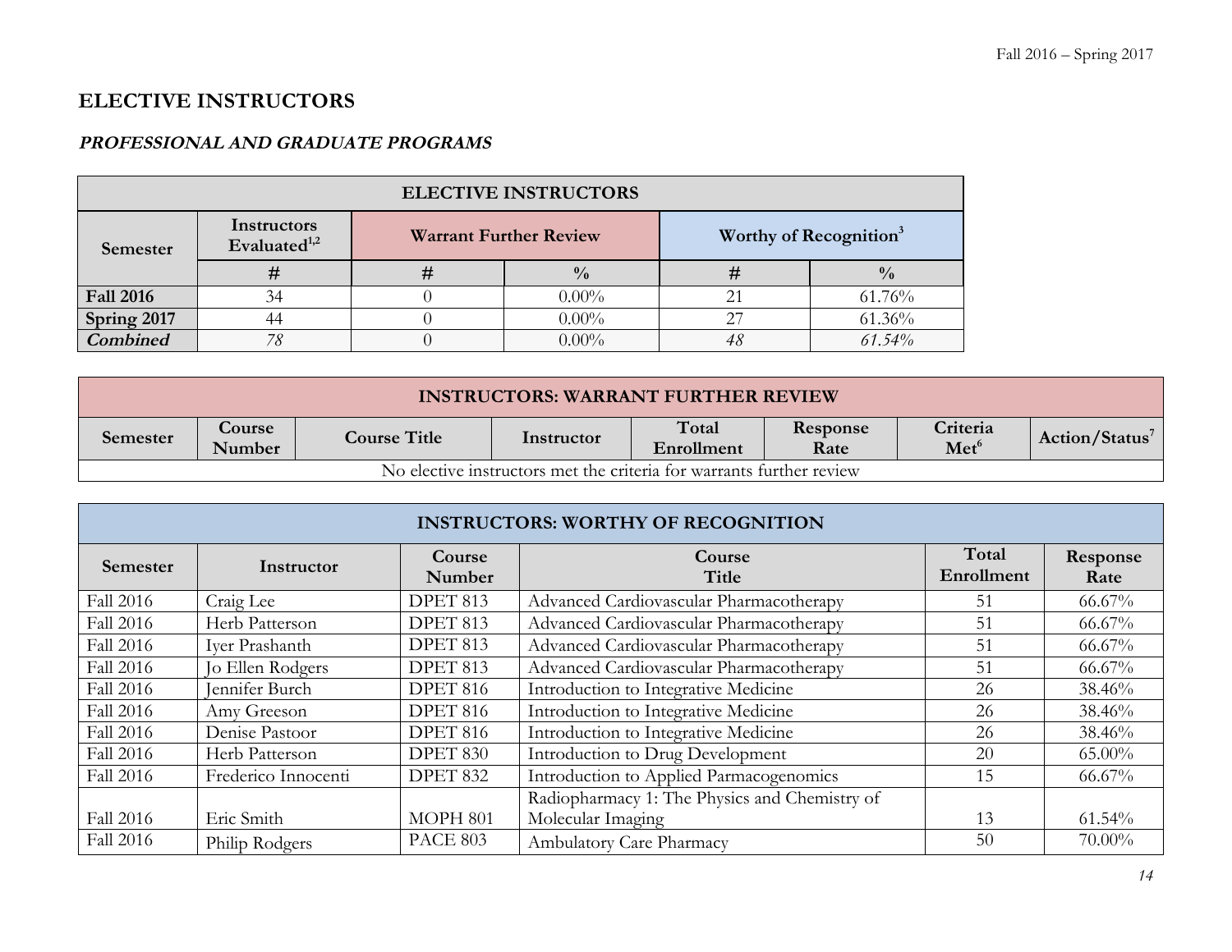# ELECTIVE INSTRUCTORS

## *PROFESSIONAL AND GRADUATE PROGRAMS*

| ELECTIVE INSTRUCTORS | | | | | |
|---|---|---|---|---|---|
| Semester | Instructors Evaluated[1,2] | Warrant Further Review | | Worthy of Recognition[3] | |
| | # | # | % | # | % |
| **Fall 2016** | 34 | 0 | 0.00% | 21 | 61.76% |
| **Spring 2017** | 44 | 0 | 0.00% | 27 | 61.36% |
| ***Combined*** | *78* | 0 | 0.00% | *48* | *61.54%* |

| INSTRUCTORS: WARRANT FURTHER REVIEW | | | | | | | |
|---|---|---|---|---|---|---|---|
| Semester | Course Number | Course Title | Instructor | Total Enrollment | Response Rate | Criteria Met[6] | Action/Status[7] |
| No elective instructors met the criteria for warrants further review | | | | | | | |

| INSTRUCTORS: WORTHY OF RECOGNITION | | | | | |
|---|---|---|---|---|---|
| Semester | Instructor | Course Number | Course Title | Total Enrollment | Response Rate |
| Fall 2016 | Craig Lee | DPET 813 | Advanced Cardiovascular Pharmacotherapy | 51 | 66.67% |
| Fall 2016 | Herb Patterson | DPET 813 | Advanced Cardiovascular Pharmacotherapy | 51 | 66.67% |
| Fall 2016 | Iyer Prashanth | DPET 813 | Advanced Cardiovascular Pharmacotherapy | 51 | 66.67% |
| Fall 2016 | Jo Ellen Rodgers | DPET 813 | Advanced Cardiovascular Pharmacotherapy | 51 | 66.67% |
| Fall 2016 | Jennifer Burch | DPET 816 | Introduction to Integrative Medicine | 26 | 38.46% |
| Fall 2016 | Amy Greeson | DPET 816 | Introduction to Integrative Medicine | 26 | 38.46% |
| Fall 2016 | Denise Pastoor | DPET 816 | Introduction to Integrative Medicine | 26 | 38.46% |
| Fall 2016 | Herb Patterson | DPET 830 | Introduction to Drug Development | 20 | 65.00% |
| Fall 2016 | Frederico Innocenti | DPET 832 | Introduction to Applied Parmacogenomics | 15 | 66.67% |
| Fall 2016 | Eric Smith | MOPH 801 | Radiopharmacy 1: The Physics and Chemistry of Molecular Imaging | 13 | 61.54% |
| Fall 2016 | Philip Rodgers | PACE 803 | Ambulatory Care Pharmacy | 50 | 70.00% |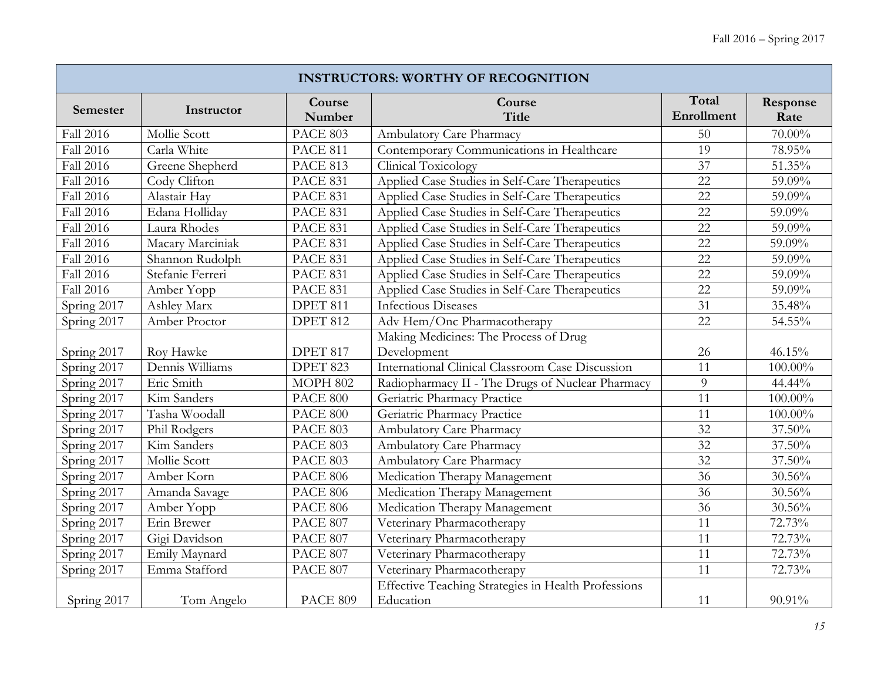| INSTRUCTORS: WORTHY OF RECOGNITION | | | | | |
|---|---|---|---|---|---|
| **Semester** | **Instructor** | **Course Number** | **Course Title** | **Total Enrollment** | **Response Rate** |
| Fall 2016 | Mollie Scott | PACE 803 | Ambulatory Care Pharmacy | 50 | 70.00% |
| Fall 2016 | Carla White | PACE 811 | Contemporary Communications in Healthcare | 19 | 78.95% |
| Fall 2016 | Greene Shepherd | PACE 813 | Clinical Toxicology | 37 | 51.35% |
| Fall 2016 | Cody Clifton | PACE 831 | Applied Case Studies in Self-Care Therapeutics | 22 | 59.09% |
| Fall 2016 | Alastair Hay | PACE 831 | Applied Case Studies in Self-Care Therapeutics | 22 | 59.09% |
| Fall 2016 | Edana Holliday | PACE 831 | Applied Case Studies in Self-Care Therapeutics | 22 | 59.09% |
| Fall 2016 | Laura Rhodes | PACE 831 | Applied Case Studies in Self-Care Therapeutics | 22 | 59.09% |
| Fall 2016 | Macary Marciniak | PACE 831 | Applied Case Studies in Self-Care Therapeutics | 22 | 59.09% |
| Fall 2016 | Shannon Rudolph | PACE 831 | Applied Case Studies in Self-Care Therapeutics | 22 | 59.09% |
| Fall 2016 | Stefanie Ferreri | PACE 831 | Applied Case Studies in Self-Care Therapeutics | 22 | 59.09% |
| Fall 2016 | Amber Yopp | PACE 831 | Applied Case Studies in Self-Care Therapeutics | 22 | 59.09% |
| Spring 2017 | Ashley Marx | DPET 811 | Infectious Diseases | 31 | 35.48% |
| Spring 2017 | Amber Proctor | DPET 812 | Adv Hem/Onc Pharmacotherapy | 22 | 54.55% |
| Spring 2017 | Roy Hawke | DPET 817 | Making Medicines: The Process of Drug Development | 26 | 46.15% |
| Spring 2017 | Dennis Williams | DPET 823 | International Clinical Classroom Case Discussion | 11 | 100.00% |
| Spring 2017 | Eric Smith | MOPH 802 | Radiopharmacy II - The Drugs of Nuclear Pharmacy | 9 | 44.44% |
| Spring 2017 | Kim Sanders | PACE 800 | Geriatric Pharmacy Practice | 11 | 100.00% |
| Spring 2017 | Tasha Woodall | PACE 800 | Geriatric Pharmacy Practice | 11 | 100.00% |
| Spring 2017 | Phil Rodgers | PACE 803 | Ambulatory Care Pharmacy | 32 | 37.50% |
| Spring 2017 | Kim Sanders | PACE 803 | Ambulatory Care Pharmacy | 32 | 37.50% |
| Spring 2017 | Mollie Scott | PACE 803 | Ambulatory Care Pharmacy | 32 | 37.50% |
| Spring 2017 | Amber Korn | PACE 806 | Medication Therapy Management | 36 | 30.56% |
| Spring 2017 | Amanda Savage | PACE 806 | Medication Therapy Management | 36 | 30.56% |
| Spring 2017 | Amber Yopp | PACE 806 | Medication Therapy Management | 36 | 30.56% |
| Spring 2017 | Erin Brewer | PACE 807 | Veterinary Pharmacotherapy | 11 | 72.73% |
| Spring 2017 | Gigi Davidson | PACE 807 | Veterinary Pharmacotherapy | 11 | 72.73% |
| Spring 2017 | Emily Maynard | PACE 807 | Veterinary Pharmacotherapy | 11 | 72.73% |
| Spring 2017 | Emma Stafford | PACE 807 | Veterinary Pharmacotherapy | 11 | 72.73% |
| Spring 2017 | Tom Angelo | PACE 809 | Effective Teaching Strategies in Health Professions Education | 11 | 90.91% |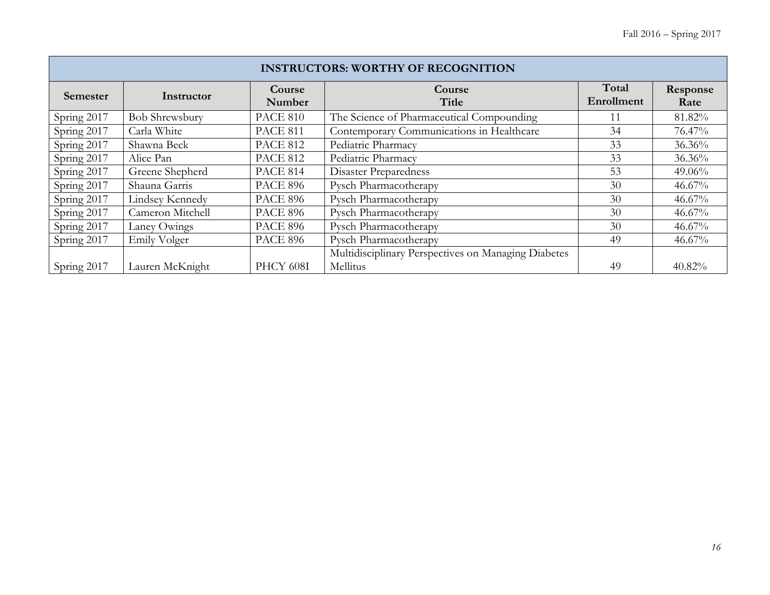| INSTRUCTORS: WORTHY OF RECOGNITION | | | | | |
|---|---|---|---|---|---|
| Semester | Instructor | Course Number | Course Title | Total Enrollment | Response Rate |
| Spring 2017 | Bob Shrewsbury | PACE 810 | The Science of Pharmaceutical Compounding | 11 | 81.82% |
| Spring 2017 | Carla White | PACE 811 | Contemporary Communications in Healthcare | 34 | 76.47% |
| Spring 2017 | Shawna Beck | PACE 812 | Pediatric Pharmacy | 33 | 36.36% |
| Spring 2017 | Alice Pan | PACE 812 | Pediatric Pharmacy | 33 | 36.36% |
| Spring 2017 | Greene Shepherd | PACE 814 | Disaster Preparedness | 53 | 49.06% |
| Spring 2017 | Shauna Garris | PACE 896 | Pysch Pharmacotherapy | 30 | 46.67% |
| Spring 2017 | Lindsey Kennedy | PACE 896 | Pysch Pharmacotherapy | 30 | 46.67% |
| Spring 2017 | Cameron Mitchell | PACE 896 | Pysch Pharmacotherapy | 30 | 46.67% |
| Spring 2017 | Laney Owings | PACE 896 | Pysch Pharmacotherapy | 30 | 46.67% |
| Spring 2017 | Emily Volger | PACE 896 | Pysch Pharmacotherapy | 49 | 46.67% |
| Spring 2017 | Lauren McKnight | PHCY 608I | Multidisciplinary Perspectives on Managing Diabetes Mellitus | 49 | 40.82% |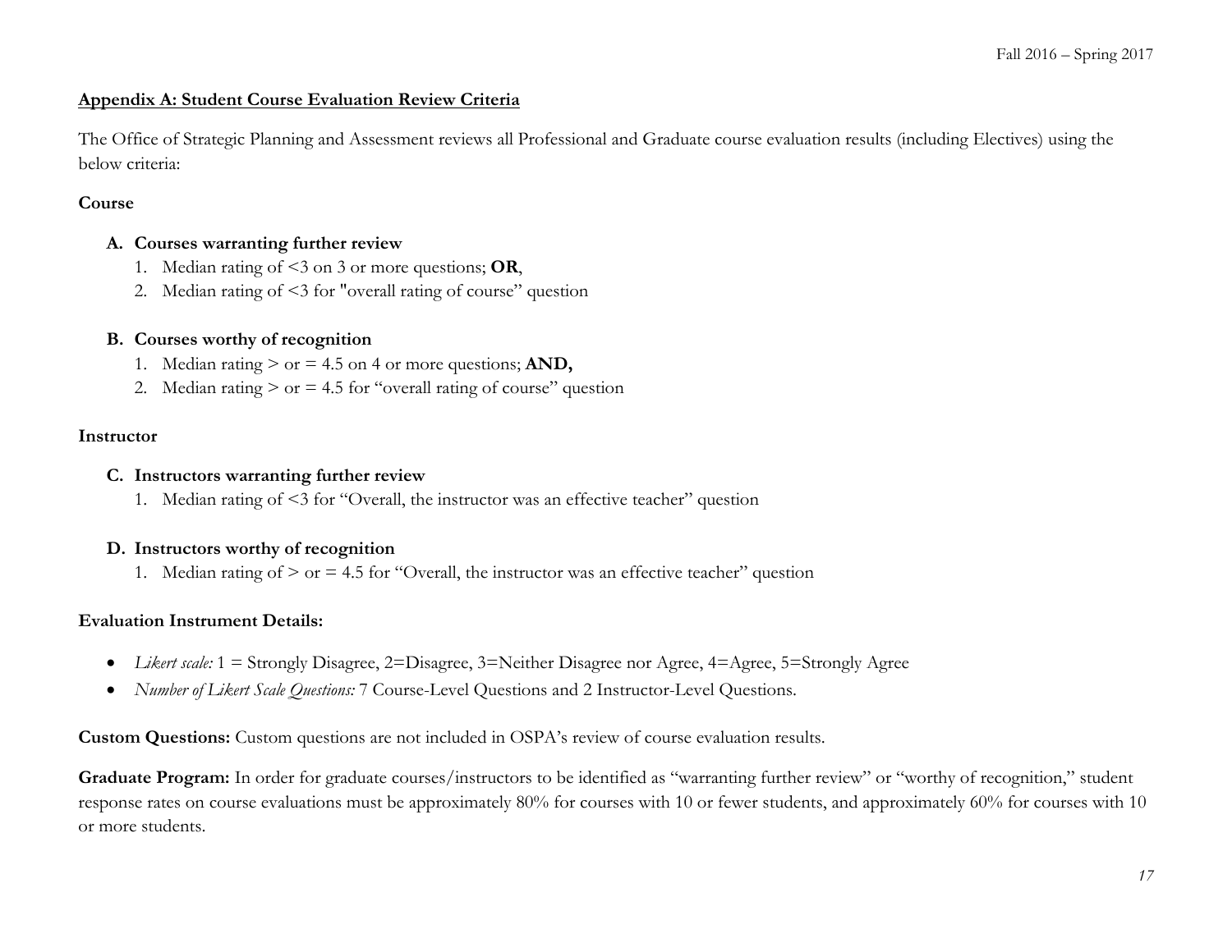## Appendix A: Student Course Evaluation Review Criteria

The Office of Strategic Planning and Assessment reviews all Professional and Graduate course evaluation results (including Electives) using the below criteria:

**Course**

**A. Courses warranting further review**

1. Median rating of <3 on 3 or more questions; **OR**,
2. Median rating of <3 for "overall rating of course" question

**B. Courses worthy of recognition**

1. Median rating > or = 4.5 on 4 or more questions; **AND,**
2. Median rating > or = 4.5 for "overall rating of course" question

**Instructor**

**C. Instructors warranting further review**

1. Median rating of <3 for "Overall, the instructor was an effective teacher" question

**D. Instructors worthy of recognition**

1. Median rating of > or = 4.5 for "Overall, the instructor was an effective teacher" question

**Evaluation Instrument Details:**

- *Likert scale:* 1 = Strongly Disagree, 2=Disagree, 3=Neither Disagree nor Agree, 4=Agree, 5=Strongly Agree
- *Number of Likert Scale Questions:* 7 Course-Level Questions and 2 Instructor-Level Questions.

**Custom Questions:** Custom questions are not included in OSPA's review of course evaluation results.

**Graduate Program:** In order for graduate courses/instructors to be identified as "warranting further review" or "worthy of recognition," student response rates on course evaluations must be approximately 80% for courses with 10 or fewer students, and approximately 60% for courses with 10 or more students.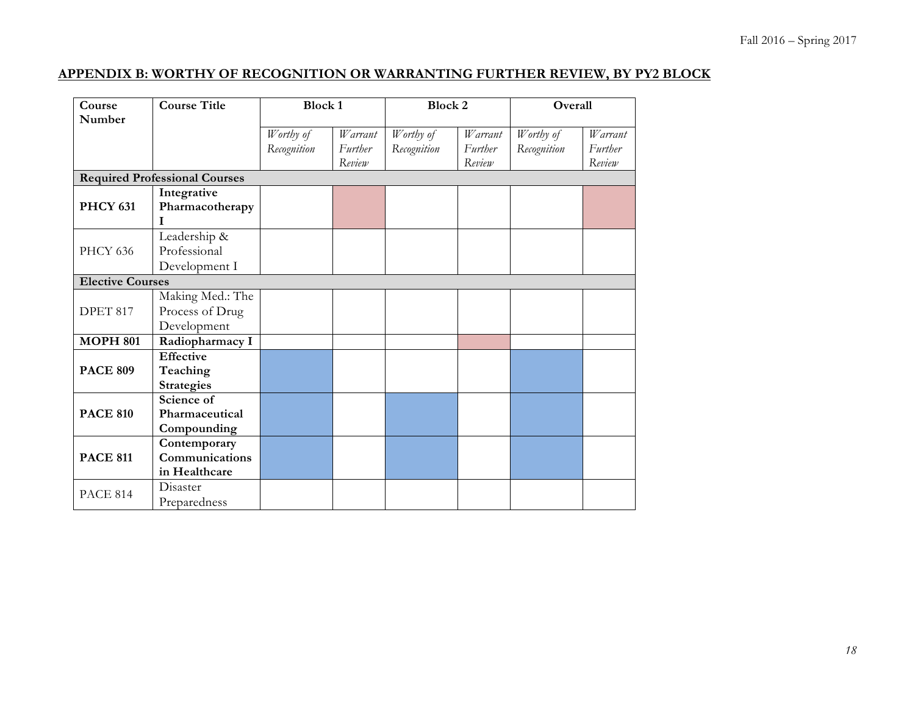## APPENDIX B: WORTHY OF RECOGNITION OR WARRANTING FURTHER REVIEW, BY PY2 BLOCK

| Course Number | Course Title | Block 1 | | Block 2 | | Overall | |
|---|---|---|---|---|---|---|---|
| | | *Worthy of Recognition* | *Warrant Further Review* | *Worthy of Recognition* | *Warrant Further Review* | *Worthy of Recognition* | *Warrant Further Review* |
| **Required Professional Courses** | | | | | | | |
| **PHCY 631** | **Integrative Pharmacotherapy I** | | | | | | |
| PHCY 636 | Leadership & Professional Development I | | | | | | |
| **Elective Courses** | | | | | | | |
| DPET 817 | Making Med.: The Process of Drug Development | | | | | | |
| **MOPH 801** | **Radiopharmacy I** | | | | | | |
| **PACE 809** | **Effective Teaching Strategies** | | | | | | |
| **PACE 810** | **Science of Pharmaceutical Compounding** | | | | | | |
| **PACE 811** | **Contemporary Communications in Healthcare** | | | | | | |
| PACE 814 | Disaster Preparedness | | | | | | |